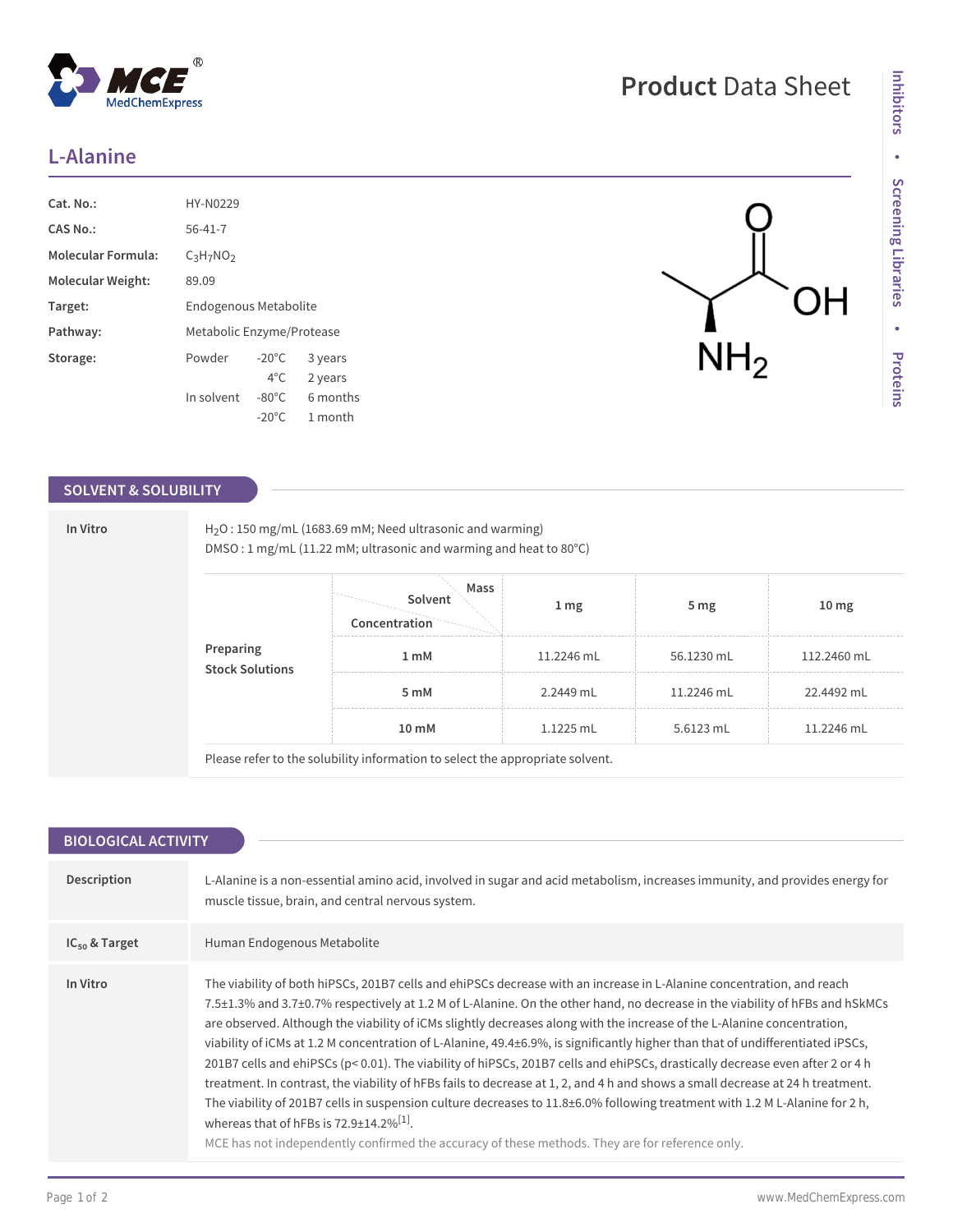# L-Alanine

Product Data Sheet

| | |
|---|---|
| **Cat. No.:** | HY-N0229 |
| **CAS No.:** | 56-41-7 |
| **Molecular Formula:** | $C_3H_7NO_2$ |
| **Molecular Weight:** | 89.09 |
| **Target:** | Endogenous Metabolite |
| **Pathway:** | Metabolic Enzyme/Protease |
| **Storage:** | Powder -20°C 3 years; 4°C 2 years<br>In solvent -80°C 6 months; -20°C 1 month |

## SOLVENT & SOLUBILITY

**In Vitro**

$H_2O$ : 150 mg/mL (1683.69 mM; Need ultrasonic and warming)
DMSO : 1 mg/mL (11.22 mM; ultrasonic and warming and heat to 80°C)

**Preparing Stock Solutions**

| Solvent Concentration / Mass | 1 mg | 5 mg | 10 mg |
|---|---|---|---|
| 1 mM | 11.2246 mL | 56.1230 mL | 112.2460 mL |
| 5 mM | 2.2449 mL | 11.2246 mL | 22.4492 mL |
| 10 mM | 1.1225 mL | 5.6123 mL | 11.2246 mL |

Please refer to the solubility information to select the appropriate solvent.

## BIOLOGICAL ACTIVITY

**Description**

L-Alanine is a non-essential amino acid, involved in sugar and acid metabolism, increases immunity, and provides energy for muscle tissue, brain, and central nervous system.

**$IC_{50}$ & Target**

Human Endogenous Metabolite

**In Vitro**

The viability of both hiPSCs, 201B7 cells and ehiPSCs decrease with an increase in L-Alanine concentration, and reach 7.5±1.3% and 3.7±0.7% respectively at 1.2 M of L-Alanine. On the other hand, no decrease in the viability of hFBs and hSkMCs are observed. Although the viability of iCMs slightly decreases along with the increase of the L-Alanine concentration, viability of iCMs at 1.2 M concentration of L-Alanine, 49.4±6.9%, is significantly higher than that of undifferentiated iPSCs, 201B7 cells and ehiPSCs ($p < 0.01$). The viability of hiPSCs, 201B7 cells and ehiPSCs, drastically decrease even after 2 or 4 h treatment. In contrast, the viability of hFBs fails to decrease at 1, 2, and 4 h and shows a small decrease at 24 h treatment. The viability of 201B7 cells in suspension culture decreases to 11.8±6.0% following treatment with 1.2 M L-Alanine for 2 h, whereas that of hFBs is 72.9±14.2%[1].

MCE has not independently confirmed the accuracy of these methods. They are for reference only.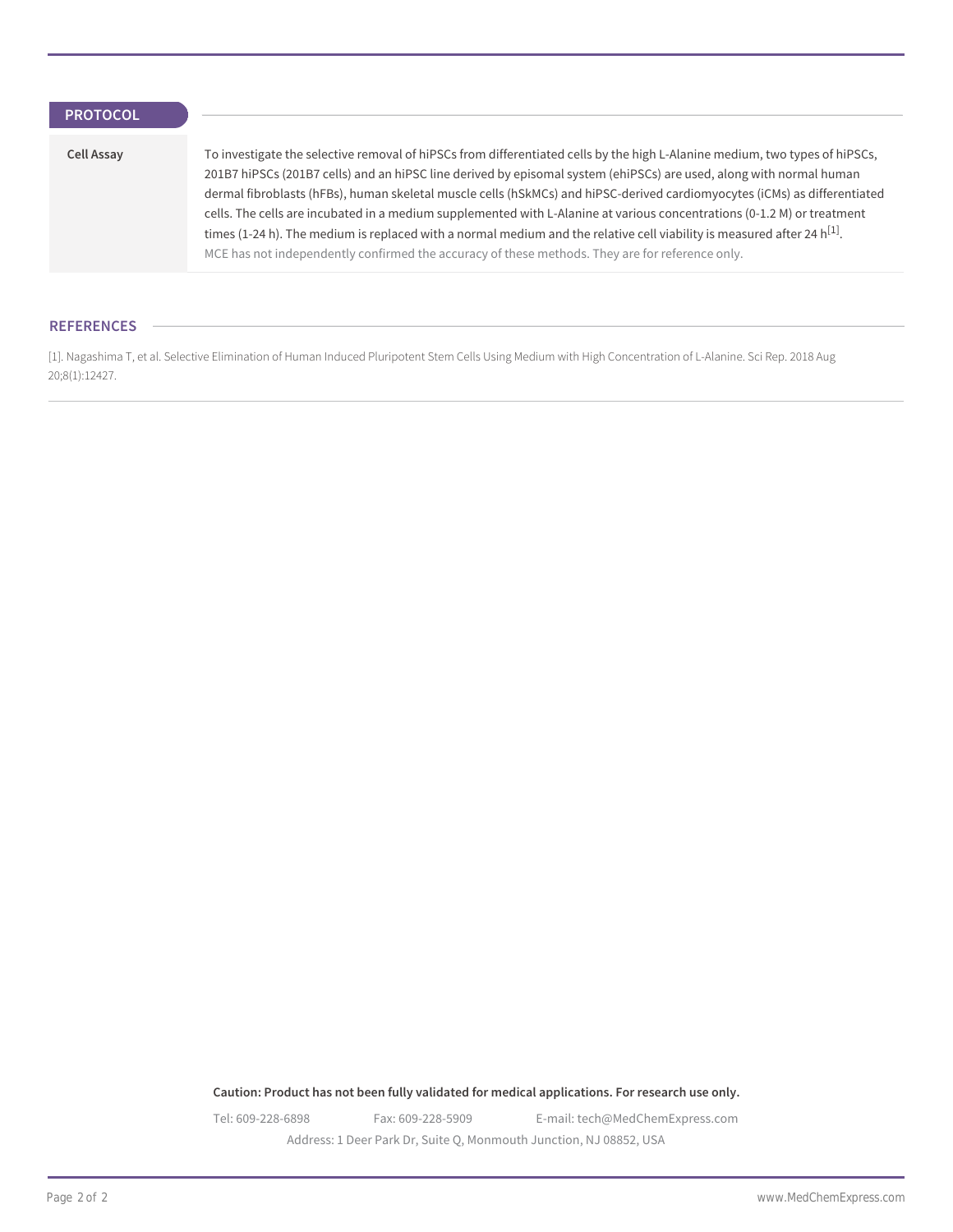## PROTOCOL

| | |
|---|---|
| **Cell Assay** | To investigate the selective removal of hiPSCs from differentiated cells by the high L-Alanine medium, two types of hiPSCs, 201B7 hiPSCs (201B7 cells) and an hiPSC line derived by episomal system (ehiPSCs) are used, along with normal human dermal fibroblasts (hFBs), human skeletal muscle cells (hSkMCs) and hiPSC-derived cardiomyocytes (iCMs) as differentiated cells. The cells are incubated in a medium supplemented with L-Alanine at various concentrations (0-1.2 M) or treatment times (1-24 h). The medium is replaced with a normal medium and the relative cell viability is measured after 24 h[1]. MCE has not independently confirmed the accuracy of these methods. They are for reference only. |

## REFERENCES

[1]. Nagashima T, et al. Selective Elimination of Human Induced Pluripotent Stem Cells Using Medium with High Concentration of L-Alanine. Sci Rep. 2018 Aug 20;8(1):12427.

**Caution: Product has not been fully validated for medical applications. For research use only.**

Tel: 609-228-6898 Fax: 609-228-5909 E-mail: tech@MedChemExpress.com

Address: 1 Deer Park Dr, Suite Q, Monmouth Junction, NJ 08852, USA